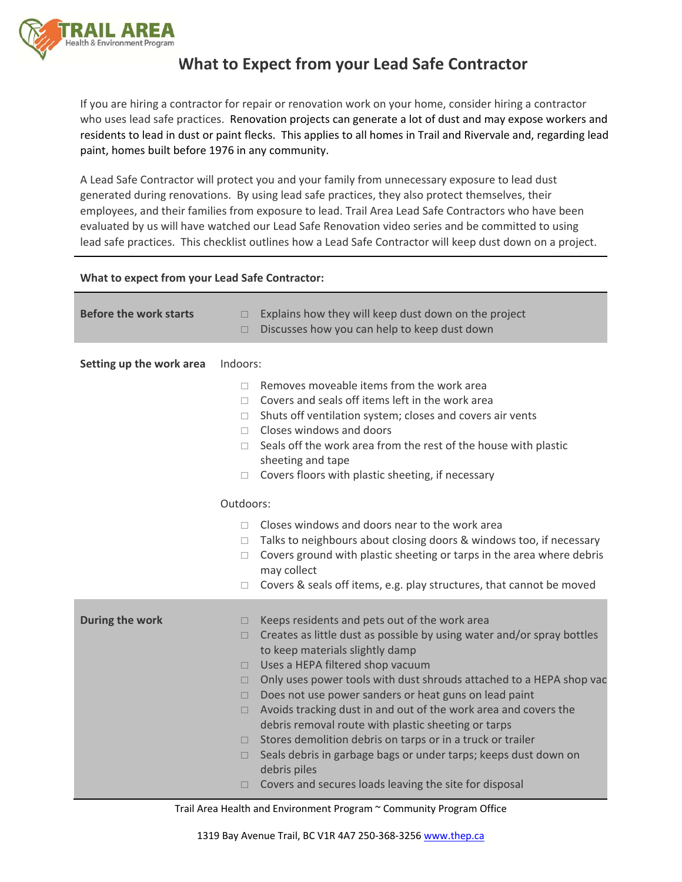**TRAIL AREA** Health & Environment Program

# What to Expect from your Lead Safe Contractor

If you are hiring a contractor for repair or renovation work on your home, consider hiring a contractor who uses lead safe practices. Renovation projects can generate a lot of dust and may expose workers and residents to lead in dust or paint flecks. This applies to all homes in Trail and Rivervale and, regarding lead paint, homes built before 1976 in any community.

A Lead Safe Contractor will protect you and your family from unnecessary exposure to lead dust generated during renovations. By using lead safe practices, they also protect themselves, their employees, and their families from exposure to lead. Trail Area Lead Safe Contractors who have been evaluated by us will have watched our Lead Safe Renovation video series and be committed to using lead safe practices. This checklist outlines how a Lead Safe Contractor will keep dust down on a project.

---

**What to expect from your Lead Safe Contractor:**

**Before the work starts**

- ☐ Explains how they will keep dust down on the project
- ☐ Discusses how you can help to keep dust down

**Setting up the work area**

Indoors:

- ☐ Removes moveable items from the work area
- ☐ Covers and seals off items left in the work area
- ☐ Shuts off ventilation system; closes and covers air vents
- ☐ Closes windows and doors
- ☐ Seals off the work area from the rest of the house with plastic sheeting and tape
- ☐ Covers floors with plastic sheeting, if necessary

Outdoors:

- ☐ Closes windows and doors near to the work area
- ☐ Talks to neighbours about closing doors & windows too, if necessary
- ☐ Covers ground with plastic sheeting or tarps in the area where debris may collect
- ☐ Covers & seals off items, e.g. play structures, that cannot be moved

**During the work**

- ☐ Keeps residents and pets out of the work area
- ☐ Creates as little dust as possible by using water and/or spray bottles to keep materials slightly damp
- ☐ Uses a HEPA filtered shop vacuum
- ☐ Only uses power tools with dust shrouds attached to a HEPA shop vac
- ☐ Does not use power sanders or heat guns on lead paint
- ☐ Avoids tracking dust in and out of the work area and covers the debris removal route with plastic sheeting or tarps
- ☐ Stores demolition debris on tarps or in a truck or trailer
- ☐ Seals debris in garbage bags or under tarps; keeps dust down on debris piles
- ☐ Covers and secures loads leaving the site for disposal

Trail Area Health and Environment Program ~ Community Program Office

1319 Bay Avenue Trail, BC V1R 4A7 250-368-3256 www.thep.ca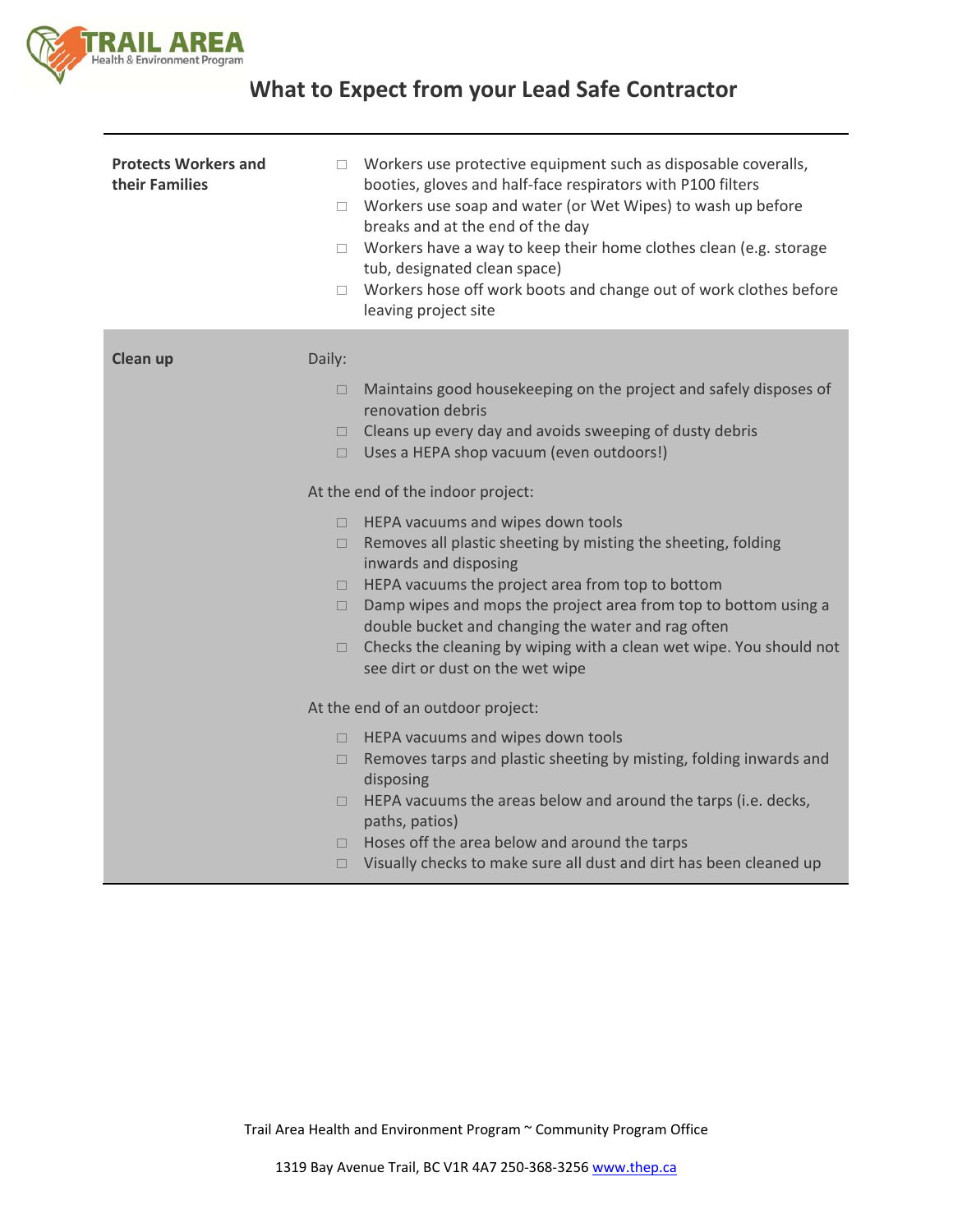# What to Expect from your Lead Safe Contractor

| | |
|---|---|
| **Protects Workers and their Families** | ☐ Workers use protective equipment such as disposable coveralls, booties, gloves and half-face respirators with P100 filters<br>☐ Workers use soap and water (or Wet Wipes) to wash up before breaks and at the end of the day<br>☐ Workers have a way to keep their home clothes clean (e.g. storage tub, designated clean space)<br>☐ Workers hose off work boots and change out of work clothes before leaving project site |
| **Clean up** | Daily:<br>☐ Maintains good housekeeping on the project and safely disposes of renovation debris<br>☐ Cleans up every day and avoids sweeping of dusty debris<br>☐ Uses a HEPA shop vacuum (even outdoors!)<br><br>At the end of the indoor project:<br>☐ HEPA vacuums and wipes down tools<br>☐ Removes all plastic sheeting by misting the sheeting, folding inwards and disposing<br>☐ HEPA vacuums the project area from top to bottom<br>☐ Damp wipes and mops the project area from top to bottom using a double bucket and changing the water and rag often<br>☐ Checks the cleaning by wiping with a clean wet wipe. You should not see dirt or dust on the wet wipe<br><br>At the end of an outdoor project:<br>☐ HEPA vacuums and wipes down tools<br>☐ Removes tarps and plastic sheeting by misting, folding inwards and disposing<br>☐ HEPA vacuums the areas below and around the tarps (i.e. decks, paths, patios)<br>☐ Hoses off the area below and around the tarps<br>☐ Visually checks to make sure all dust and dirt has been cleaned up |

Trail Area Health and Environment Program ~ Community Program Office

1319 Bay Avenue Trail, BC V1R 4A7 250-368-3256 www.thep.ca